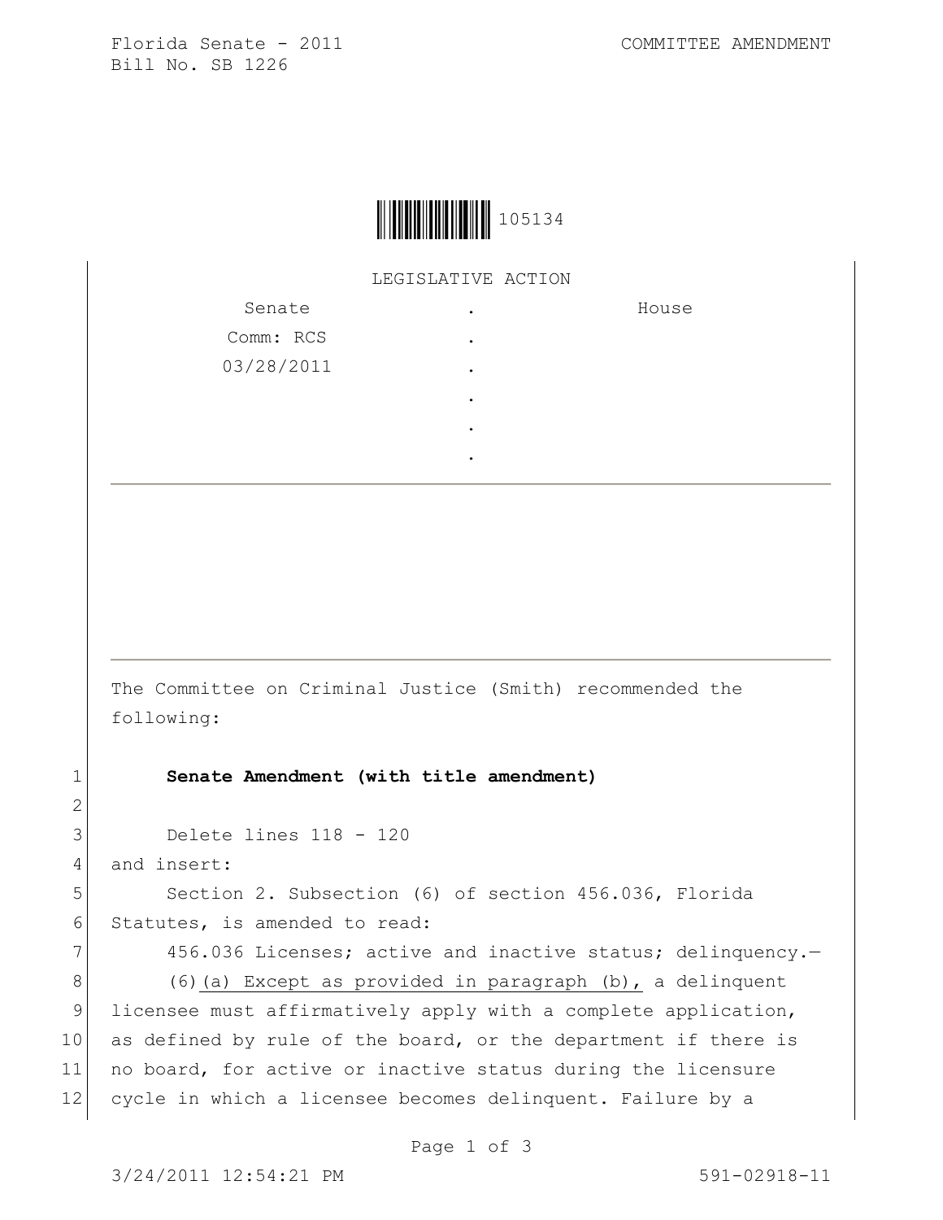Florida Senate - 2011
Bill No. SB 1226

COMMITTEE AMENDMENT

105134

LEGISLATIVE ACTION

| Senate | . | House |
|---|---|---|
| Comm: RCS | . | |
| 03/28/2011 | . | |
| | . | |
| | . | |
| | . | |

The Committee on Criminal Justice (Smith) recommended the following:

1 **Senate Amendment (with title amendment)**

2

3 Delete lines 118 - 120

4 and insert:

5 Section 2. Subsection (6) of section 456.036, Florida

6 Statutes, is amended to read:

7 456.036 Licenses; active and inactive status; delinquency.—

8 (6)<u>(a) Except as provided in paragraph (b),</u> a delinquent

9 licensee must affirmatively apply with a complete application,

10 as defined by rule of the board, or the department if there is

11 no board, for active or inactive status during the licensure

12 cycle in which a licensee becomes delinquent. Failure by a

3/24/2011 12:54:21 PM 591-02918-11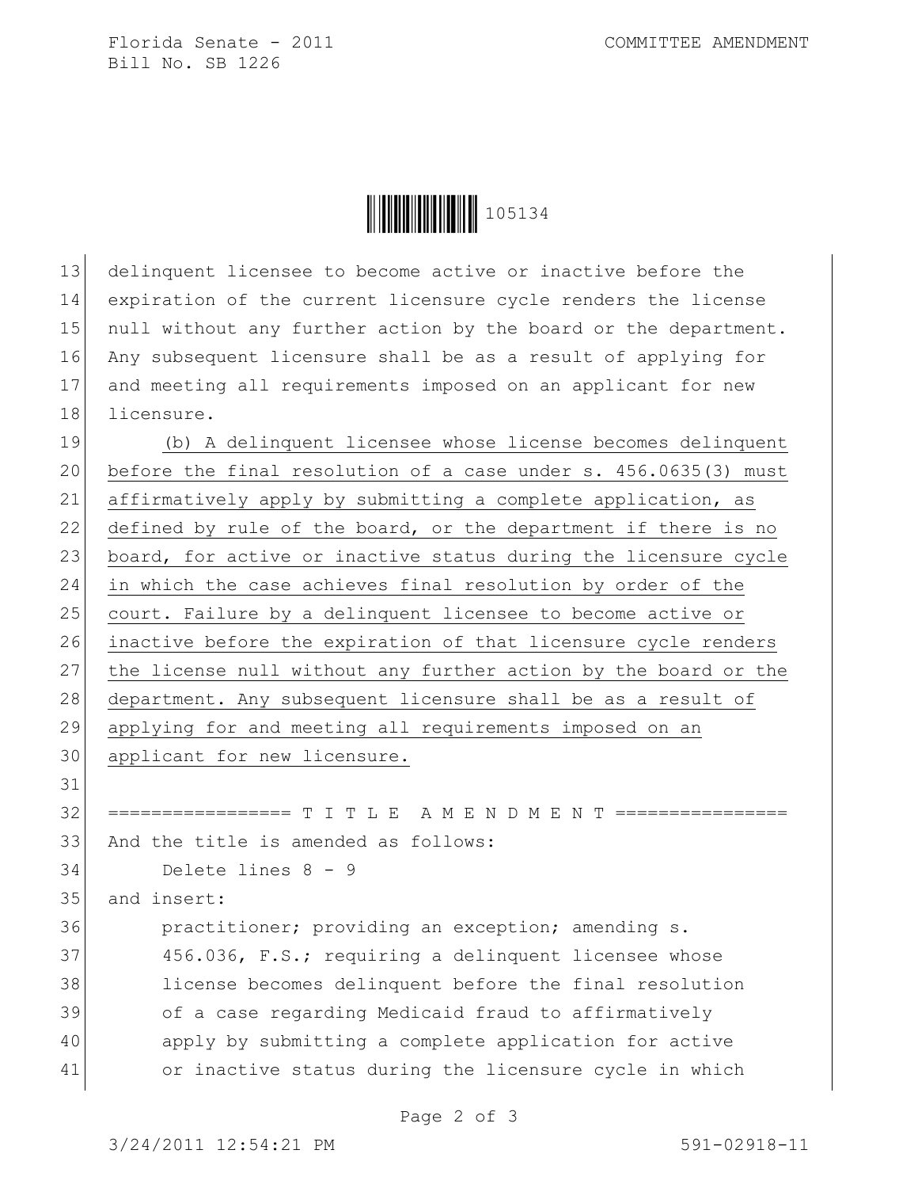delinquent licensee to become active or inactive before the expiration of the current licensure cycle renders the license null without any further action by the board or the department. Any subsequent licensure shall be as a result of applying for and meeting all requirements imposed on an applicant for new licensure.

(b) A delinquent licensee whose license becomes delinquent before the final resolution of a case under s. 456.0635(3) must affirmatively apply by submitting a complete application, as defined by rule of the board, or the department if there is no board, for active or inactive status during the licensure cycle in which the case achieves final resolution by order of the court. Failure by a delinquent licensee to become active or inactive before the expiration of that licensure cycle renders the license null without any further action by the board or the department. Any subsequent licensure shall be as a result of applying for and meeting all requirements imposed on an applicant for new licensure.

================= T I T L E A M E N D M E N T ================

And the title is amended as follows:

Delete lines 8 - 9

and insert:

practitioner; providing an exception; amending s. 456.036, F.S.; requiring a delinquent licensee whose license becomes delinquent before the final resolution of a case regarding Medicaid fraud to affirmatively apply by submitting a complete application for active or inactive status during the licensure cycle in which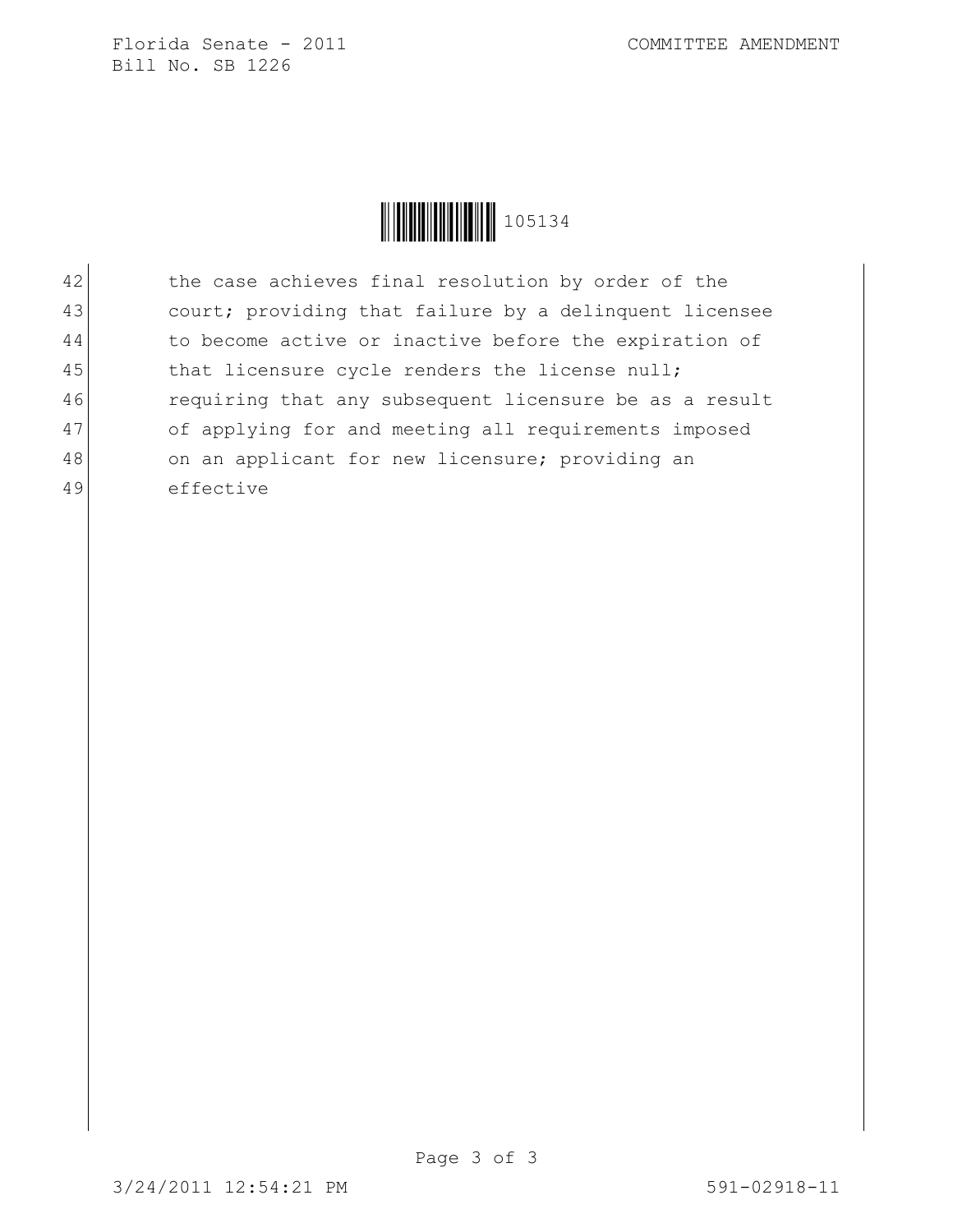42 the case achieves final resolution by order of the
43 court; providing that failure by a delinquent licensee
44 to become active or inactive before the expiration of
45 that licensure cycle renders the license null;
46 requiring that any subsequent licensure be as a result
47 of applying for and meeting all requirements imposed
48 on an applicant for new licensure; providing an
49 effective